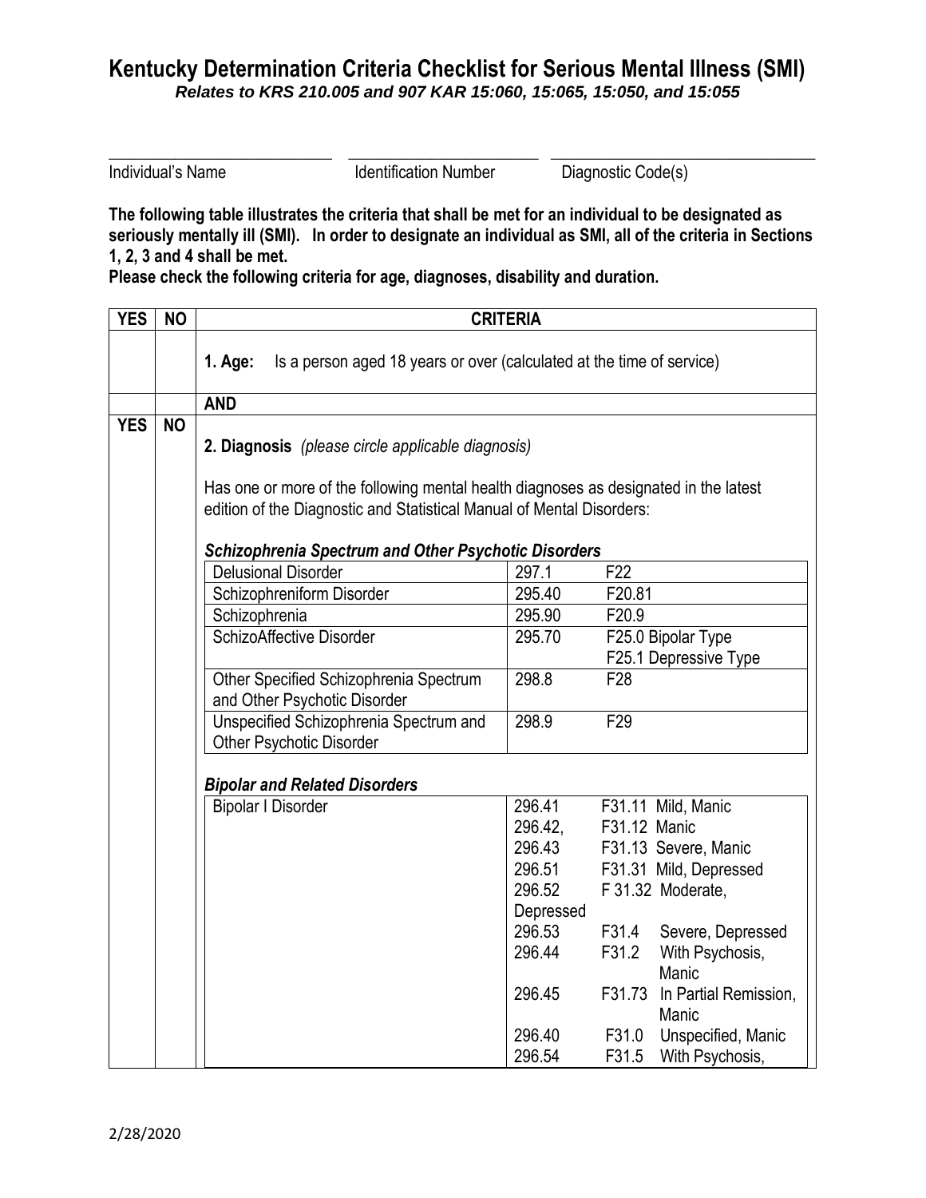# Kentucky Determination Criteria Checklist for Serious Mental Illness (SMI)

***Relates to KRS 210.005 and 907 KAR 15:060, 15:065, 15:050, and 15:055***

\_\_\_\_\_\_\_\_\_\_\_\_\_\_\_\_\_\_\_\_\_\_\_\_\_\_\_\_ \_\_\_\_\_\_\_\_\_\_\_\_\_\_\_\_\_\_\_\_\_\_\_\_ \_\_\_\_\_\_\_\_\_\_\_\_\_\_\_\_\_\_\_\_\_\_\_\_\_\_\_\_\_\_\_\_

Individual's Name    Identification Number    Diagnostic Code(s)

**The following table illustrates the criteria that shall be met for an individual to be designated as seriously mentally ill (SMI). In order to designate an individual as SMI, all of the criteria in Sections 1, 2, 3 and 4 shall be met.**

**Please check the following criteria for age, diagnoses, disability and duration.**

| YES | NO | CRITERIA |
|---|---|---|
| | | **1. Age:** Is a person aged 18 years or over (calculated at the time of service) |
| | | **AND** |
| **YES** | **NO** | **2. Diagnosis** *(please circle applicable diagnosis)*<br><br>Has one or more of the following mental health diagnoses as designated in the latest edition of the Diagnostic and Statistical Manual of Mental Disorders: |

***Schizophrenia Spectrum and Other Psychotic Disorders***

| Diagnosis | DSM Code | ICD Code |
|---|---|---|
| Delusional Disorder | 297.1 | F22 |
| Schizophreniform Disorder | 295.40 | F20.81 |
| Schizophrenia | 295.90 | F20.9 |
| SchizoAffective Disorder | 295.70 | F25.0 Bipolar Type<br>F25.1 Depressive Type |
| Other Specified Schizophrenia Spectrum and Other Psychotic Disorder | 298.8 | F28 |
| Unspecified Schizophrenia Spectrum and Other Psychotic Disorder | 298.9 | F29 |

***Bipolar and Related Disorders***

| Diagnosis | DSM Code | ICD Code |
|---|---|---|
| Bipolar I Disorder | 296.41 | F31.11 Mild, Manic |
| | 296.42, | F31.12 Manic |
| | 296.43 | F31.13 Severe, Manic |
| | 296.51 | F31.31 Mild, Depressed |
| | 296.52 | F 31.32 Moderate, Depressed |
| | 296.53 | F31.4 Severe, Depressed |
| | 296.44 | F31.2 With Psychosis, Manic |
| | 296.45 | F31.73 In Partial Remission, Manic |
| | 296.40 | F31.0 Unspecified, Manic |
| | 296.54 | F31.5 With Psychosis, |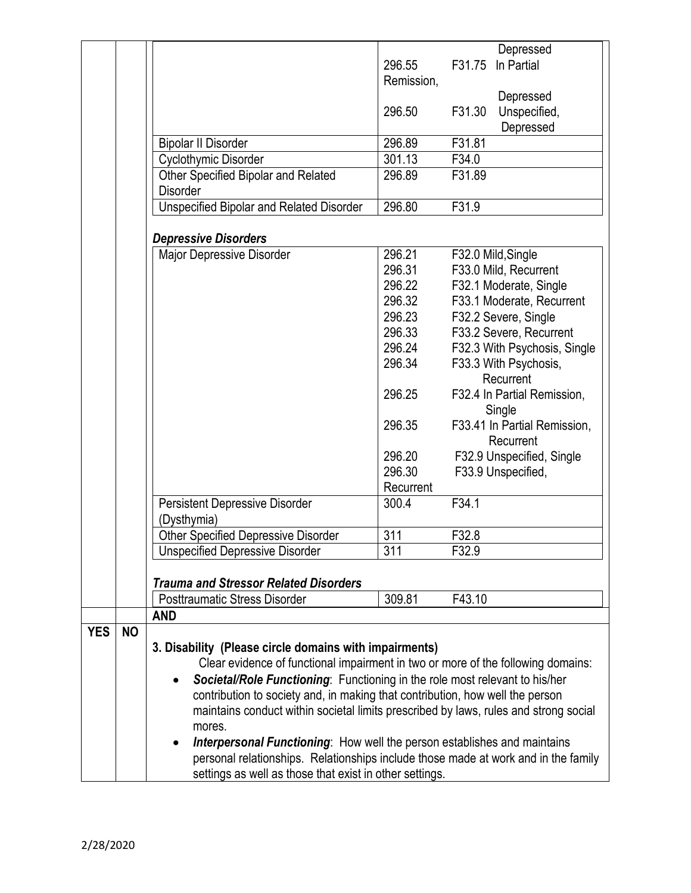| Diagnosis | DSM-IV | ICD-10 |
|---|---|---|
| | | Depressed |
| | 296.55 | F31.75 In Partial Remission, Depressed |
| | 296.50 | F31.30 Unspecified, Depressed |
| Bipolar II Disorder | 296.89 | F31.81 |
| Cyclothymic Disorder | 301.13 | F34.0 |
| Other Specified Bipolar and Related Disorder | 296.89 | F31.89 |
| Unspecified Bipolar and Related Disorder | 296.80 | F31.9 |

***Depressive Disorders***

| Diagnosis | DSM-IV | ICD-10 |
|---|---|---|
| Major Depressive Disorder | 296.21 | F32.0 Mild,Single |
| | 296.31 | F33.0 Mild, Recurrent |
| | 296.22 | F32.1 Moderate, Single |
| | 296.32 | F33.1 Moderate, Recurrent |
| | 296.23 | F32.2 Severe, Single |
| | 296.33 | F33.2 Severe, Recurrent |
| | 296.24 | F32.3 With Psychosis, Single |
| | 296.34 | F33.3 With Psychosis, Recurrent |
| | 296.25 | F32.4 In Partial Remission, Single |
| | 296.35 | F33.41 In Partial Remission, Recurrent |
| | 296.20 | F32.9 Unspecified, Single |
| | 296.30 | F33.9 Unspecified, Recurrent |
| Persistent Depressive Disorder (Dysthymia) | 300.4 | F34.1 |
| Other Specified Depressive Disorder | 311 | F32.8 |
| Unspecified Depressive Disorder | 311 | F32.9 |

***Trauma and Stressor Related Disorders***

| Diagnosis | DSM-IV | ICD-10 |
|---|---|---|
| Posttraumatic Stress Disorder | 309.81 | F43.10 |

**AND**

| YES | NO | |
|---|---|---|

**3. Disability (Please circle domains with impairments)**

Clear evidence of functional impairment in two or more of the following domains:

- ***Societal/Role Functioning***: Functioning in the role most relevant to his/her contribution to society and, in making that contribution, how well the person maintains conduct within societal limits prescribed by laws, rules and strong social mores.
- ***Interpersonal Functioning***: How well the person establishes and maintains personal relationships. Relationships include those made at work and in the family settings as well as those that exist in other settings.

2/28/2020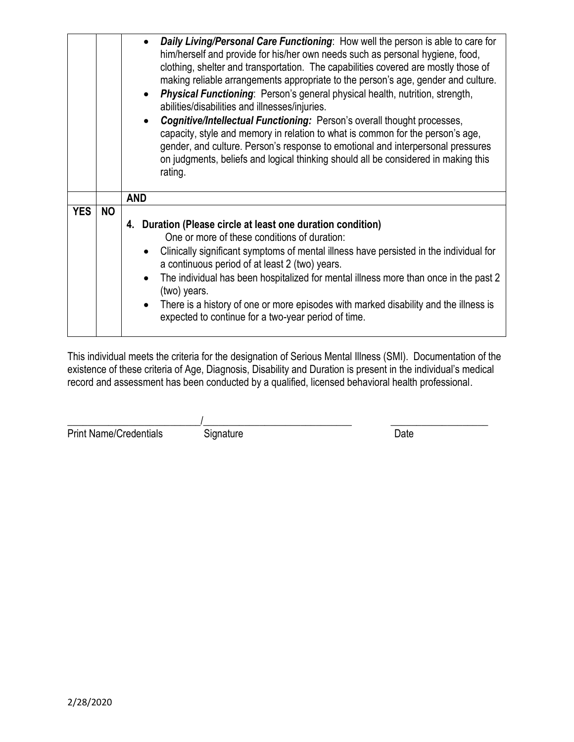| | | |
|---|---|---|
| | | • ***Daily Living/Personal Care Functioning***: How well the person is able to care for him/herself and provide for his/her own needs such as personal hygiene, food, clothing, shelter and transportation. The capabilities covered are mostly those of making reliable arrangements appropriate to the person's age, gender and culture.<br>• ***Physical Functioning***: Person's general physical health, nutrition, strength, abilities/disabilities and illnesses/injuries.<br>• ***Cognitive/Intellectual Functioning:*** Person's overall thought processes, capacity, style and memory in relation to what is common for the person's age, gender, and culture. Person's response to emotional and interpersonal pressures on judgments, beliefs and logical thinking should all be considered in making this rating. |
| | | **AND** |
| **YES** | **NO** | **4. Duration (Please circle at least one duration condition)**<br>One or more of these conditions of duration:<br>• Clinically significant symptoms of mental illness have persisted in the individual for a continuous period of at least 2 (two) years.<br>• The individual has been hospitalized for mental illness more than once in the past 2 (two) years.<br>• There is a history of one or more episodes with marked disability and the illness is expected to continue for a two-year period of time. |

This individual meets the criteria for the designation of Serious Mental Illness (SMI). Documentation of the existence of these criteria of Age, Diagnosis, Disability and Duration is present in the individual's medical record and assessment has been conducted by a qualified, licensed behavioral health professional.

___________________________/______________________________ ____________________

Print Name/Credentials Signature Date

2/28/2020